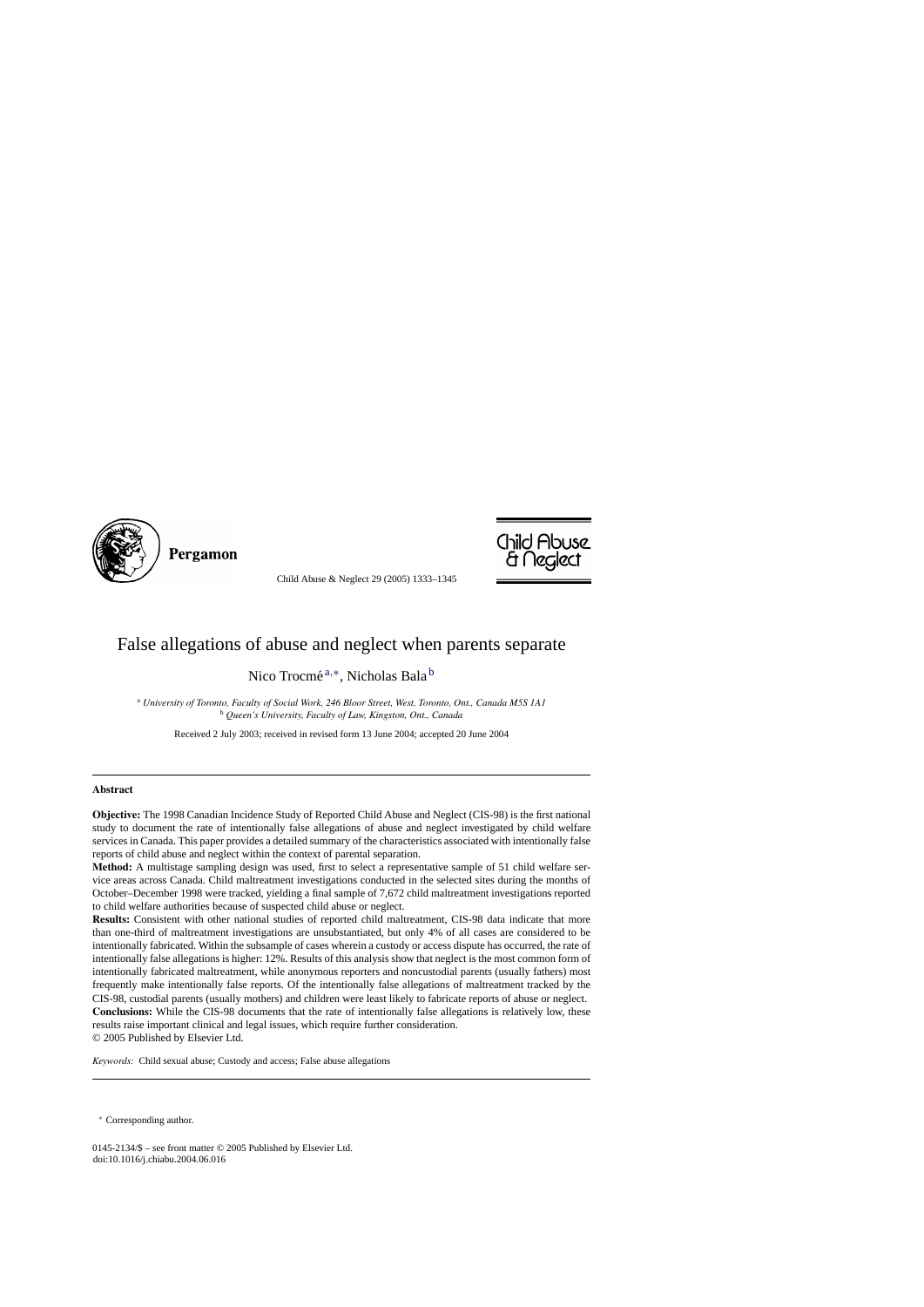# False allegations of abuse and neglect when parents separate

Nico Trocmé [a,*], Nicholas Bala [b]

[a] *University of Toronto, Faculty of Social Work, 246 Bloor Street, West, Toronto, Ont., Canada M5S 1A1*
[b] *Queen's University, Faculty of Law, Kingston, Ont., Canada*

Received 2 July 2003; received in revised form 13 June 2004; accepted 20 June 2004

## Abstract

**Objective:** The 1998 Canadian Incidence Study of Reported Child Abuse and Neglect (CIS-98) is the first national study to document the rate of intentionally false allegations of abuse and neglect investigated by child welfare services in Canada. This paper provides a detailed summary of the characteristics associated with intentionally false reports of child abuse and neglect within the context of parental separation.

**Method:** A multistage sampling design was used, first to select a representative sample of 51 child welfare service areas across Canada. Child maltreatment investigations conducted in the selected sites during the months of October–December 1998 were tracked, yielding a final sample of 7,672 child maltreatment investigations reported to child welfare authorities because of suspected child abuse or neglect.

**Results:** Consistent with other national studies of reported child maltreatment, CIS-98 data indicate that more than one-third of maltreatment investigations are unsubstantiated, but only 4% of all cases are considered to be intentionally fabricated. Within the subsample of cases wherein a custody or access dispute has occurred, the rate of intentionally false allegations is higher: 12%. Results of this analysis show that neglect is the most common form of intentionally fabricated maltreatment, while anonymous reporters and noncustodial parents (usually fathers) most frequently make intentionally false reports. Of the intentionally false allegations of maltreatment tracked by the CIS-98, custodial parents (usually mothers) and children were least likely to fabricate reports of abuse or neglect.

**Conclusions:** While the CIS-98 documents that the rate of intentionally false allegations is relatively low, these results raise important clinical and legal issues, which require further consideration.

© 2005 Published by Elsevier Ltd.

*Keywords:* Child sexual abuse; Custody and access; False abuse allegations

* Corresponding author.

0145-2134/$ – see front matter © 2005 Published by Elsevier Ltd.
doi:10.1016/j.chiabu.2004.06.016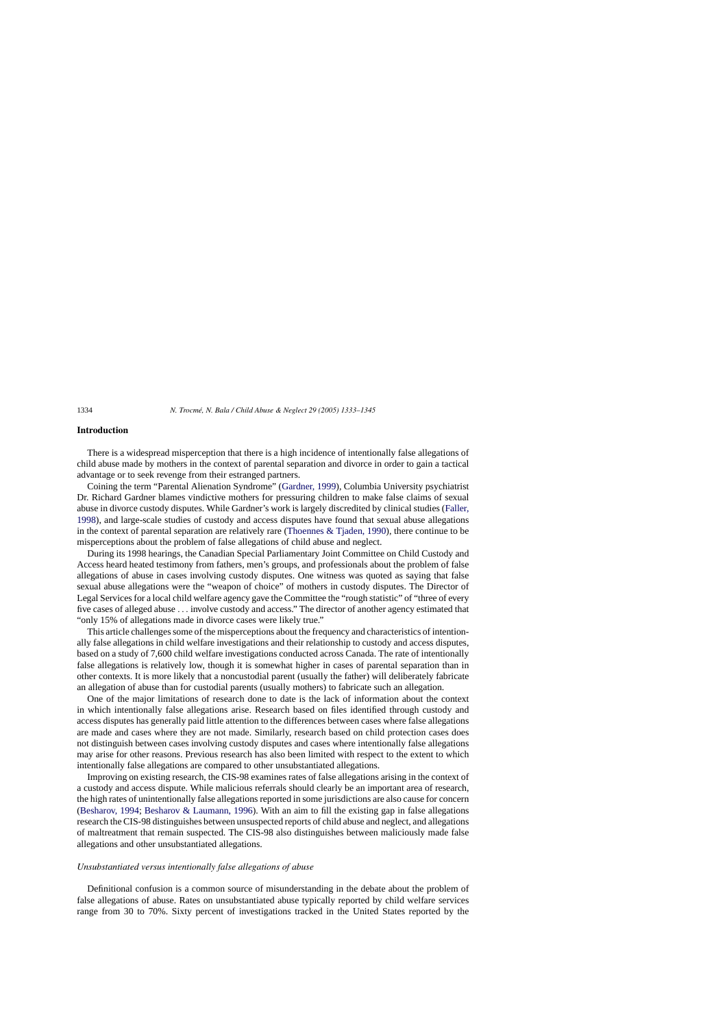## Introduction

There is a widespread misperception that there is a high incidence of intentionally false allegations of child abuse made by mothers in the context of parental separation and divorce in order to gain a tactical advantage or to seek revenge from their estranged partners.

Coining the term "Parental Alienation Syndrome" (Gardner, 1999), Columbia University psychiatrist Dr. Richard Gardner blames vindictive mothers for pressuring children to make false claims of sexual abuse in divorce custody disputes. While Gardner's work is largely discredited by clinical studies (Faller, 1998), and large-scale studies of custody and access disputes have found that sexual abuse allegations in the context of parental separation are relatively rare (Thoennes & Tjaden, 1990), there continue to be misperceptions about the problem of false allegations of child abuse and neglect.

During its 1998 hearings, the Canadian Special Parliamentary Joint Committee on Child Custody and Access heard heated testimony from fathers, men's groups, and professionals about the problem of false allegations of abuse in cases involving custody disputes. One witness was quoted as saying that false sexual abuse allegations were the "weapon of choice" of mothers in custody disputes. The Director of Legal Services for a local child welfare agency gave the Committee the "rough statistic" of "three of every five cases of alleged abuse . . . involve custody and access." The director of another agency estimated that "only 15% of allegations made in divorce cases were likely true."

This article challenges some of the misperceptions about the frequency and characteristics of intentionally false allegations in child welfare investigations and their relationship to custody and access disputes, based on a study of 7,600 child welfare investigations conducted across Canada. The rate of intentionally false allegations is relatively low, though it is somewhat higher in cases of parental separation than in other contexts. It is more likely that a noncustodial parent (usually the father) will deliberately fabricate an allegation of abuse than for custodial parents (usually mothers) to fabricate such an allegation.

One of the major limitations of research done to date is the lack of information about the context in which intentionally false allegations arise. Research based on files identified through custody and access disputes has generally paid little attention to the differences between cases where false allegations are made and cases where they are not made. Similarly, research based on child protection cases does not distinguish between cases involving custody disputes and cases where intentionally false allegations may arise for other reasons. Previous research has also been limited with respect to the extent to which intentionally false allegations are compared to other unsubstantiated allegations.

Improving on existing research, the CIS-98 examines rates of false allegations arising in the context of a custody and access dispute. While malicious referrals should clearly be an important area of research, the high rates of unintentionally false allegations reported in some jurisdictions are also cause for concern (Besharov, 1994; Besharov & Laumann, 1996). With an aim to fill the existing gap in false allegations research the CIS-98 distinguishes between unsuspected reports of child abuse and neglect, and allegations of maltreatment that remain suspected. The CIS-98 also distinguishes between maliciously made false allegations and other unsubstantiated allegations.

### *Unsubstantiated versus intentionally false allegations of abuse*

Definitional confusion is a common source of misunderstanding in the debate about the problem of false allegations of abuse. Rates on unsubstantiated abuse typically reported by child welfare services range from 30 to 70%. Sixty percent of investigations tracked in the United States reported by the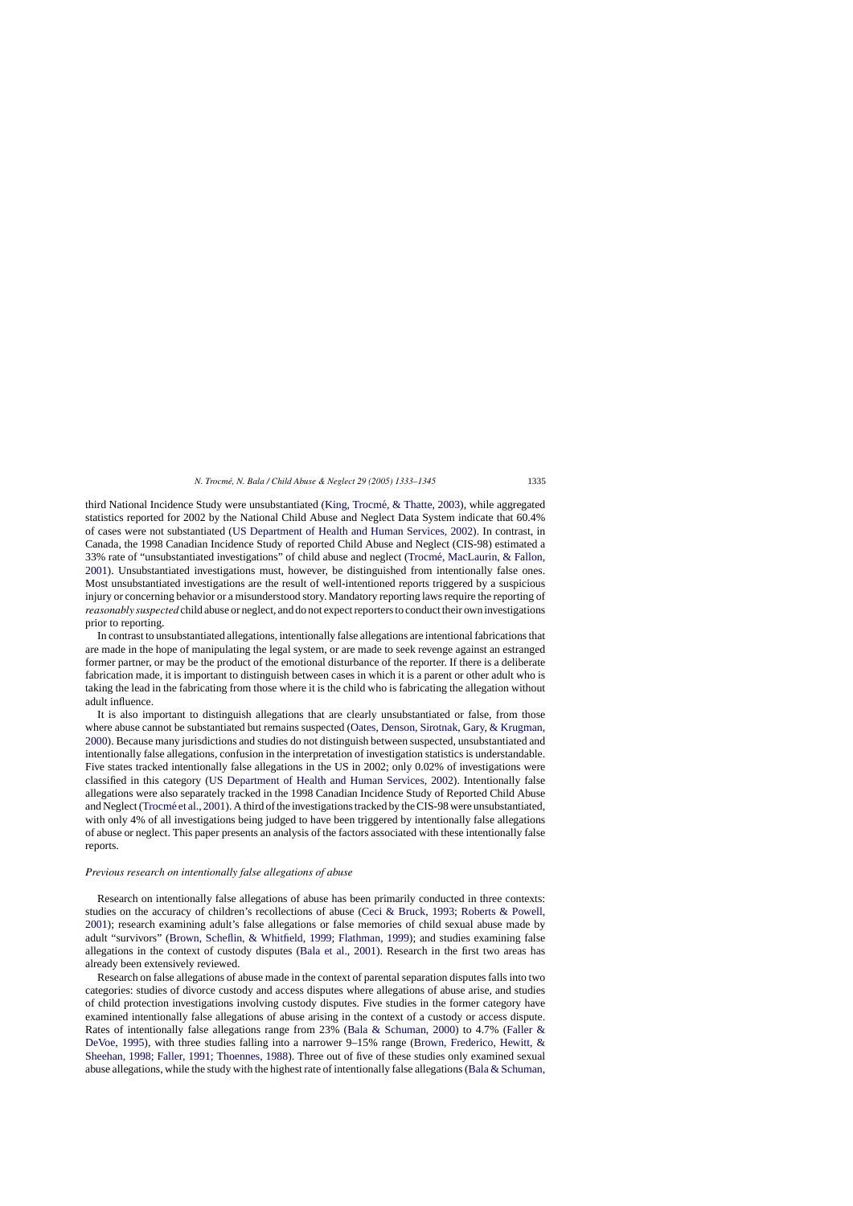third National Incidence Study were unsubstantiated (King, Trocmé, & Thatte, 2003), while aggregated statistics reported for 2002 by the National Child Abuse and Neglect Data System indicate that 60.4% of cases were not substantiated (US Department of Health and Human Services, 2002). In contrast, in Canada, the 1998 Canadian Incidence Study of reported Child Abuse and Neglect (CIS-98) estimated a 33% rate of "unsubstantiated investigations" of child abuse and neglect (Trocmé, MacLaurin, & Fallon, 2001). Unsubstantiated investigations must, however, be distinguished from intentionally false ones. Most unsubstantiated investigations are the result of well-intentioned reports triggered by a suspicious injury or concerning behavior or a misunderstood story. Mandatory reporting laws require the reporting of *reasonably suspected* child abuse or neglect, and do not expect reporters to conduct their own investigations prior to reporting.

In contrast to unsubstantiated allegations, intentionally false allegations are intentional fabrications that are made in the hope of manipulating the legal system, or are made to seek revenge against an estranged former partner, or may be the product of the emotional disturbance of the reporter. If there is a deliberate fabrication made, it is important to distinguish between cases in which it is a parent or other adult who is taking the lead in the fabricating from those where it is the child who is fabricating the allegation without adult influence.

It is also important to distinguish allegations that are clearly unsubstantiated or false, from those where abuse cannot be substantiated but remains suspected (Oates, Denson, Sirotnak, Gary, & Krugman, 2000). Because many jurisdictions and studies do not distinguish between suspected, unsubstantiated and intentionally false allegations, confusion in the interpretation of investigation statistics is understandable. Five states tracked intentionally false allegations in the US in 2002; only 0.02% of investigations were classified in this category (US Department of Health and Human Services, 2002). Intentionally false allegations were also separately tracked in the 1998 Canadian Incidence Study of Reported Child Abuse and Neglect (Trocmé et al., 2001). A third of the investigations tracked by the CIS-98 were unsubstantiated, with only 4% of all investigations being judged to have been triggered by intentionally false allegations of abuse or neglect. This paper presents an analysis of the factors associated with these intentionally false reports.

*Previous research on intentionally false allegations of abuse*

Research on intentionally false allegations of abuse has been primarily conducted in three contexts: studies on the accuracy of children's recollections of abuse (Ceci & Bruck, 1993; Roberts & Powell, 2001); research examining adult's false allegations or false memories of child sexual abuse made by adult "survivors" (Brown, Scheflin, & Whitfield, 1999; Flathman, 1999); and studies examining false allegations in the context of custody disputes (Bala et al., 2001). Research in the first two areas has already been extensively reviewed.

Research on false allegations of abuse made in the context of parental separation disputes falls into two categories: studies of divorce custody and access disputes where allegations of abuse arise, and studies of child protection investigations involving custody disputes. Five studies in the former category have examined intentionally false allegations of abuse arising in the context of a custody or access dispute. Rates of intentionally false allegations range from 23% (Bala & Schuman, 2000) to 4.7% (Faller & DeVoe, 1995), with three studies falling into a narrower 9–15% range (Brown, Frederico, Hewitt, & Sheehan, 1998; Faller, 1991; Thoennes, 1988). Three out of five of these studies only examined sexual abuse allegations, while the study with the highest rate of intentionally false allegations (Bala & Schuman,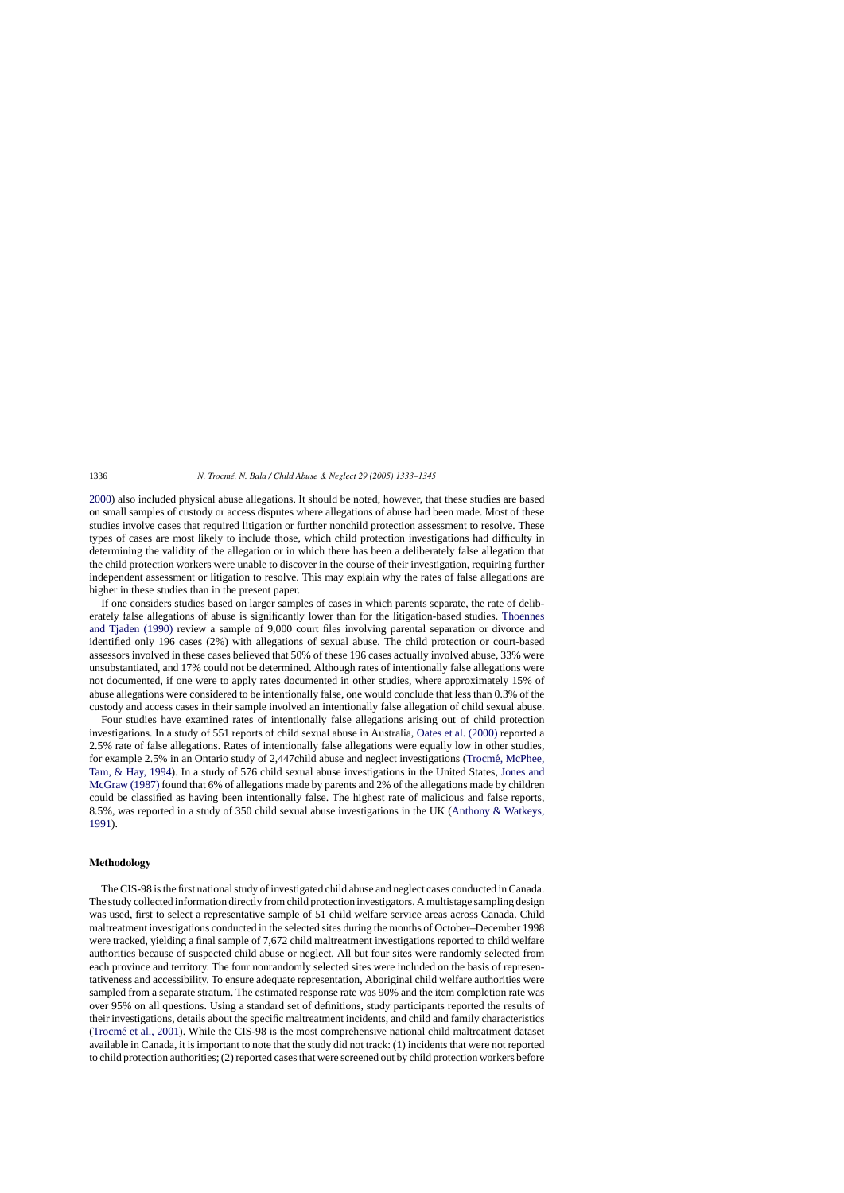2000) also included physical abuse allegations. It should be noted, however, that these studies are based on small samples of custody or access disputes where allegations of abuse had been made. Most of these studies involve cases that required litigation or further nonchild protection assessment to resolve. These types of cases are most likely to include those, which child protection investigations had difficulty in determining the validity of the allegation or in which there has been a deliberately false allegation that the child protection workers were unable to discover in the course of their investigation, requiring further independent assessment or litigation to resolve. This may explain why the rates of false allegations are higher in these studies than in the present paper.

If one considers studies based on larger samples of cases in which parents separate, the rate of deliberately false allegations of abuse is significantly lower than for the litigation-based studies. Thoennes and Tjaden (1990) review a sample of 9,000 court files involving parental separation or divorce and identified only 196 cases (2%) with allegations of sexual abuse. The child protection or court-based assessors involved in these cases believed that 50% of these 196 cases actually involved abuse, 33% were unsubstantiated, and 17% could not be determined. Although rates of intentionally false allegations were not documented, if one were to apply rates documented in other studies, where approximately 15% of abuse allegations were considered to be intentionally false, one would conclude that less than 0.3% of the custody and access cases in their sample involved an intentionally false allegation of child sexual abuse.

Four studies have examined rates of intentionally false allegations arising out of child protection investigations. In a study of 551 reports of child sexual abuse in Australia, Oates et al. (2000) reported a 2.5% rate of false allegations. Rates of intentionally false allegations were equally low in other studies, for example 2.5% in an Ontario study of 2,447child abuse and neglect investigations (Trocmé, McPhee, Tam, & Hay, 1994). In a study of 576 child sexual abuse investigations in the United States, Jones and McGraw (1987) found that 6% of allegations made by parents and 2% of the allegations made by children could be classified as having been intentionally false. The highest rate of malicious and false reports, 8.5%, was reported in a study of 350 child sexual abuse investigations in the UK (Anthony & Watkeys, 1991).

## Methodology

The CIS-98 is the first national study of investigated child abuse and neglect cases conducted in Canada. The study collected information directly from child protection investigators. A multistage sampling design was used, first to select a representative sample of 51 child welfare service areas across Canada. Child maltreatment investigations conducted in the selected sites during the months of October–December 1998 were tracked, yielding a final sample of 7,672 child maltreatment investigations reported to child welfare authorities because of suspected child abuse or neglect. All but four sites were randomly selected from each province and territory. The four nonrandomly selected sites were included on the basis of representativeness and accessibility. To ensure adequate representation, Aboriginal child welfare authorities were sampled from a separate stratum. The estimated response rate was 90% and the item completion rate was over 95% on all questions. Using a standard set of definitions, study participants reported the results of their investigations, details about the specific maltreatment incidents, and child and family characteristics (Trocmé et al., 2001). While the CIS-98 is the most comprehensive national child maltreatment dataset available in Canada, it is important to note that the study did not track: (1) incidents that were not reported to child protection authorities; (2) reported cases that were screened out by child protection workers before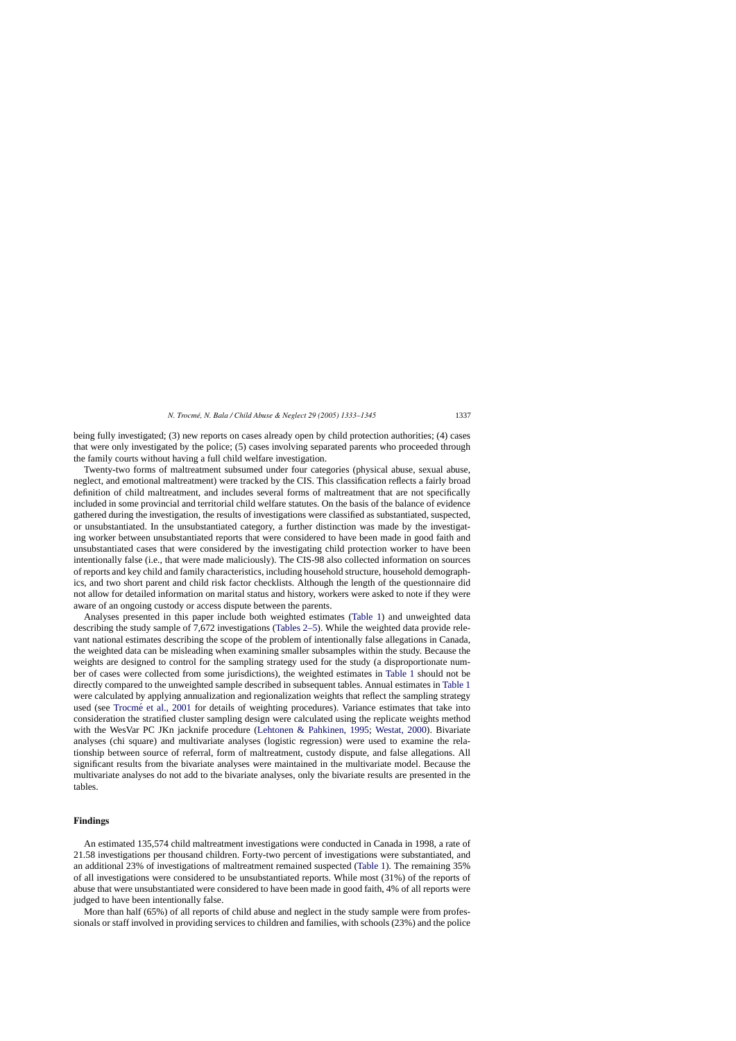being fully investigated; (3) new reports on cases already open by child protection authorities; (4) cases that were only investigated by the police; (5) cases involving separated parents who proceeded through the family courts without having a full child welfare investigation.

Twenty-two forms of maltreatment subsumed under four categories (physical abuse, sexual abuse, neglect, and emotional maltreatment) were tracked by the CIS. This classification reflects a fairly broad definition of child maltreatment, and includes several forms of maltreatment that are not specifically included in some provincial and territorial child welfare statutes. On the basis of the balance of evidence gathered during the investigation, the results of investigations were classified as substantiated, suspected, or unsubstantiated. In the unsubstantiated category, a further distinction was made by the investigating worker between unsubstantiated reports that were considered to have been made in good faith and unsubstantiated cases that were considered by the investigating child protection worker to have been intentionally false (i.e., that were made maliciously). The CIS-98 also collected information on sources of reports and key child and family characteristics, including household structure, household demographics, and two short parent and child risk factor checklists. Although the length of the questionnaire did not allow for detailed information on marital status and history, workers were asked to note if they were aware of an ongoing custody or access dispute between the parents.

Analyses presented in this paper include both weighted estimates (Table 1) and unweighted data describing the study sample of 7,672 investigations (Tables 2–5). While the weighted data provide relevant national estimates describing the scope of the problem of intentionally false allegations in Canada, the weighted data can be misleading when examining smaller subsamples within the study. Because the weights are designed to control for the sampling strategy used for the study (a disproportionate number of cases were collected from some jurisdictions), the weighted estimates in Table 1 should not be directly compared to the unweighted sample described in subsequent tables. Annual estimates in Table 1 were calculated by applying annualization and regionalization weights that reflect the sampling strategy used (see Trocmé et al., 2001 for details of weighting procedures). Variance estimates that take into consideration the stratified cluster sampling design were calculated using the replicate weights method with the WesVar PC JKn jacknife procedure (Lehtonen & Pahkinen, 1995; Westat, 2000). Bivariate analyses (chi square) and multivariate analyses (logistic regression) were used to examine the relationship between source of referral, form of maltreatment, custody dispute, and false allegations. All significant results from the bivariate analyses were maintained in the multivariate model. Because the multivariate analyses do not add to the bivariate analyses, only the bivariate results are presented in the tables.

## Findings

An estimated 135,574 child maltreatment investigations were conducted in Canada in 1998, a rate of 21.58 investigations per thousand children. Forty-two percent of investigations were substantiated, and an additional 23% of investigations of maltreatment remained suspected (Table 1). The remaining 35% of all investigations were considered to be unsubstantiated reports. While most (31%) of the reports of abuse that were unsubstantiated were considered to have been made in good faith, 4% of all reports were judged to have been intentionally false.

More than half (65%) of all reports of child abuse and neglect in the study sample were from professionals or staff involved in providing services to children and families, with schools (23%) and the police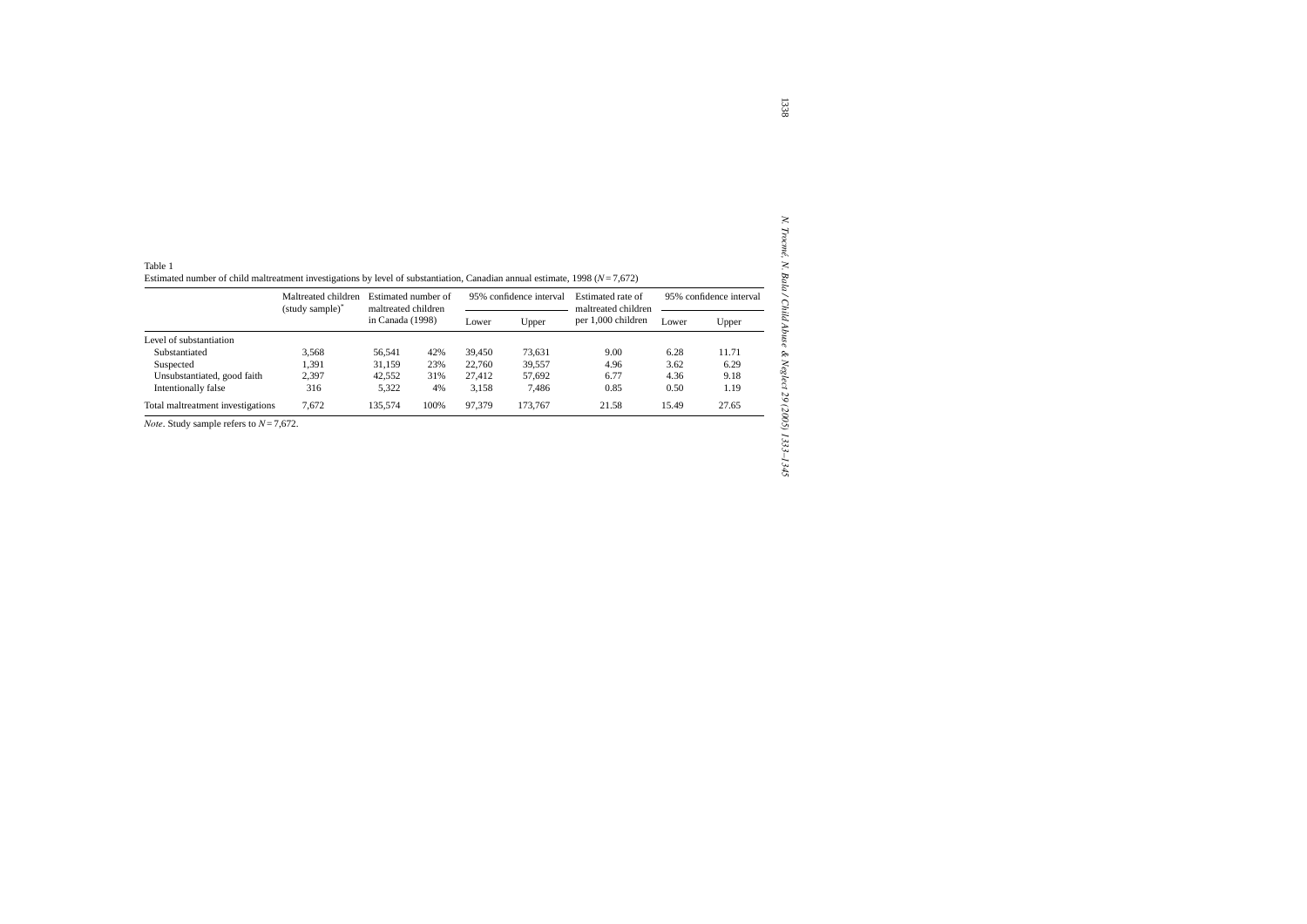Table 1
Estimated number of child maltreatment investigations by level of substantiation, Canadian annual estimate, 1998 ($N = 7{,}672$)

| | Maltreated children (study sample)* | Estimated number of maltreated children in Canada (1998) | | 95% confidence interval | | Estimated rate of maltreated children per 1,000 children | 95% confidence interval | |
|---|---|---|---|---|---|---|---|---|
| | | | | Lower | Upper | | Lower | Upper |
| Level of substantiation | | | | | | | | |
| Substantiated | 3,568 | 56,541 | 42% | 39,450 | 73,631 | 9.00 | 6.28 | 11.71 |
| Suspected | 1,391 | 31,159 | 23% | 22,760 | 39,557 | 4.96 | 3.62 | 6.29 |
| Unsubstantiated, good faith | 2,397 | 42,552 | 31% | 27,412 | 57,692 | 6.77 | 4.36 | 9.18 |
| Intentionally false | 316 | 5,322 | 4% | 3,158 | 7,486 | 0.85 | 0.50 | 1.19 |
| Total maltreatment investigations | 7,672 | 135,574 | 100% | 97,379 | 173,767 | 21.58 | 15.49 | 27.65 |

*Note*. Study sample refers to $N = 7{,}672$.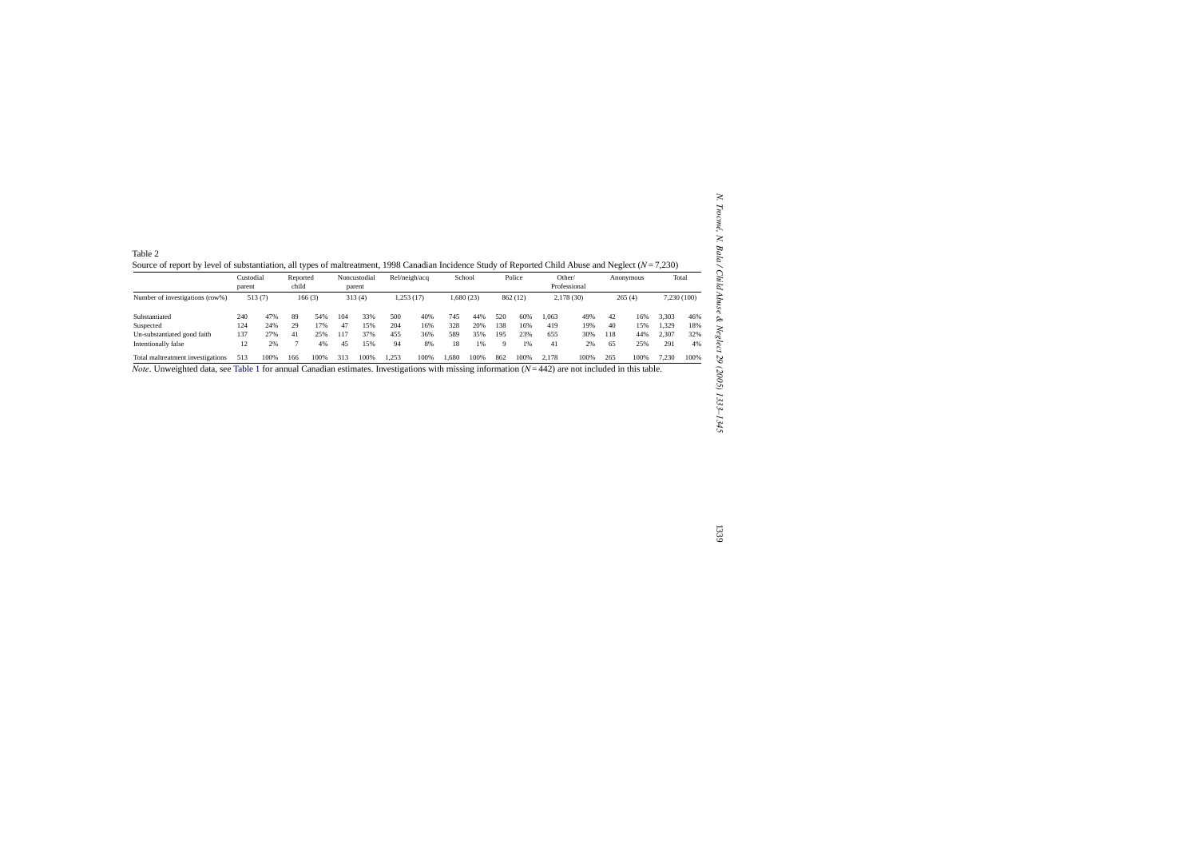Table 2

Source of report by level of substantiation, all types of maltreatment, 1998 Canadian Incidence Study of Reported Child Abuse and Neglect ($N = 7{,}230$)

| | Custodial parent | | Reported child | | Noncustodial parent | | Rel/neigh/acq | | School | | Police | | Other/ Professional | | Anonymous | | Total | |
|---|---|---|---|---|---|---|---|---|---|---|---|---|---|---|---|---|---|---|
| Number of investigations (row%) | 513 (7) | | 166 (3) | | 313 (4) | | 1,253 (17) | | 1,680 (23) | | 862 (12) | | 2,178 (30) | | 265 (4) | | 7,230 (100) | |
| Substantiated | 240 | 47% | 89 | 54% | 104 | 33% | 500 | 40% | 745 | 44% | 520 | 60% | 1,063 | 49% | 42 | 16% | 3,303 | 46% |
| Suspected | 124 | 24% | 29 | 17% | 47 | 15% | 204 | 16% | 328 | 20% | 138 | 16% | 419 | 19% | 40 | 15% | 1,329 | 18% |
| Un-substantiated good faith | 137 | 27% | 41 | 25% | 117 | 37% | 455 | 36% | 589 | 35% | 195 | 23% | 655 | 30% | 118 | 44% | 2,307 | 32% |
| Intentionally false | 12 | 2% | 7 | 4% | 45 | 15% | 94 | 8% | 18 | 1% | 9 | 1% | 41 | 2% | 65 | 25% | 291 | 4% |
| Total maltreatment investigations | 513 | 100% | 166 | 100% | 313 | 100% | 1,253 | 100% | 1,680 | 100% | 862 | 100% | 2,178 | 100% | 265 | 100% | 7,230 | 100% |

*Note*. Unweighted data, see Table 1 for annual Canadian estimates. Investigations with missing information ($N = 442$) are not included in this table.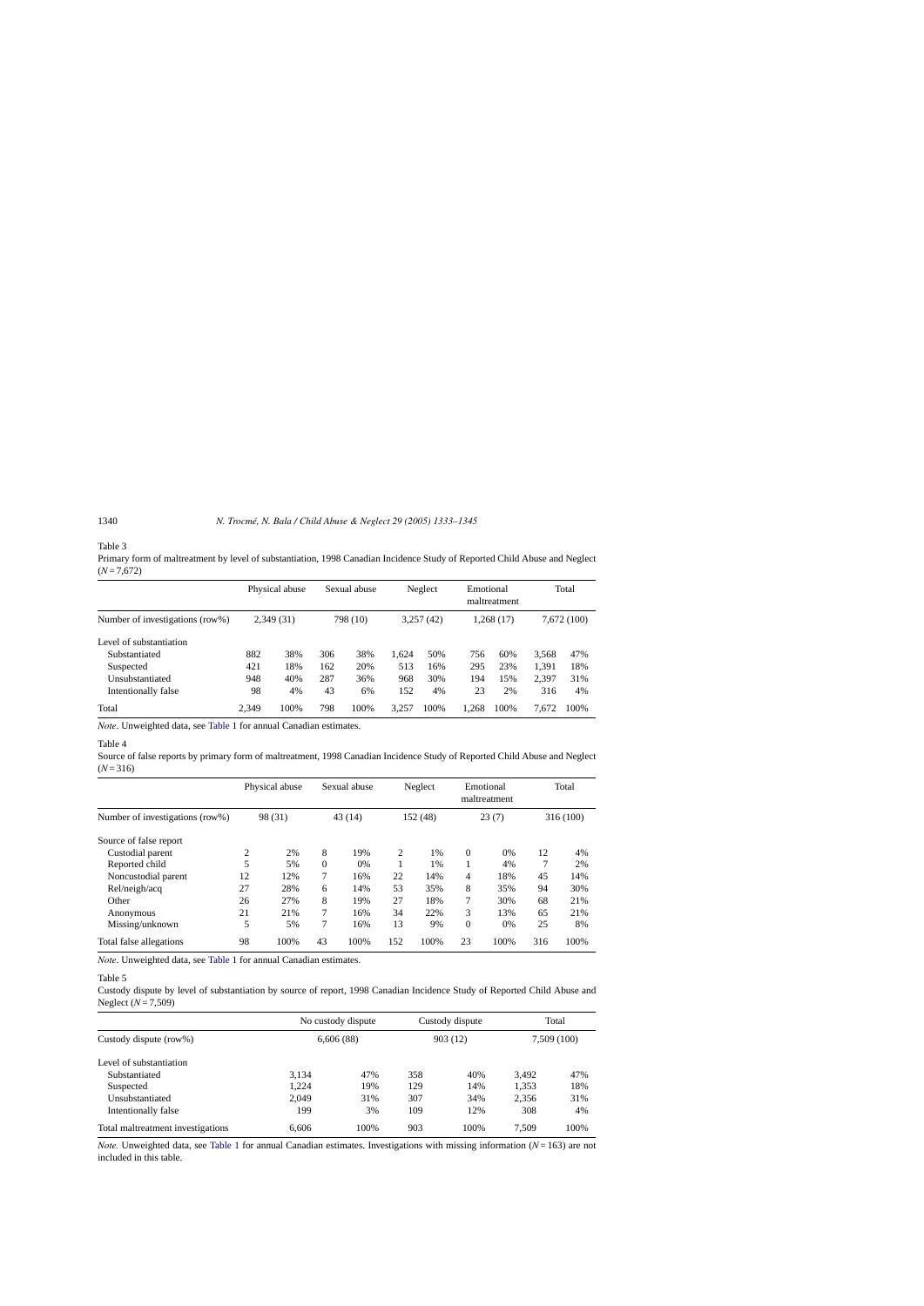Table 3

Primary form of maltreatment by level of substantiation, 1998 Canadian Incidence Study of Reported Child Abuse and Neglect ($N = 7,672$)

| | Physical abuse | | Sexual abuse | | Neglect | | Emotional maltreatment | | Total | |
|---|---|---|---|---|---|---|---|---|---|---|
| Number of investigations (row%) | 2,349 (31) | | 798 (10) | | 3,257 (42) | | 1,268 (17) | | 7,672 (100) | |
| Level of substantiation | | | | | | | | | | |
| Substantiated | 882 | 38% | 306 | 38% | 1,624 | 50% | 756 | 60% | 3,568 | 47% |
| Suspected | 421 | 18% | 162 | 20% | 513 | 16% | 295 | 23% | 1,391 | 18% |
| Unsubstantiated | 948 | 40% | 287 | 36% | 968 | 30% | 194 | 15% | 2,397 | 31% |
| Intentionally false | 98 | 4% | 43 | 6% | 152 | 4% | 23 | 2% | 316 | 4% |
| Total | 2,349 | 100% | 798 | 100% | 3,257 | 100% | 1,268 | 100% | 7,672 | 100% |

*Note*. Unweighted data, see Table 1 for annual Canadian estimates.

Table 4

Source of false reports by primary form of maltreatment, 1998 Canadian Incidence Study of Reported Child Abuse and Neglect ($N = 316$)

| | Physical abuse | | Sexual abuse | | Neglect | | Emotional maltreatment | | Total | |
|---|---|---|---|---|---|---|---|---|---|---|
| Number of investigations (row%) | 98 (31) | | 43 (14) | | 152 (48) | | 23 (7) | | 316 (100) | |
| Source of false report | | | | | | | | | | |
| Custodial parent | 2 | 2% | 8 | 19% | 2 | 1% | 0 | 0% | 12 | 4% |
| Reported child | 5 | 5% | 0 | 0% | 1 | 1% | 1 | 4% | 7 | 2% |
| Noncustodial parent | 12 | 12% | 7 | 16% | 22 | 14% | 4 | 18% | 45 | 14% |
| Rel/neigh/acq | 27 | 28% | 6 | 14% | 53 | 35% | 8 | 35% | 94 | 30% |
| Other | 26 | 27% | 8 | 19% | 27 | 18% | 7 | 30% | 68 | 21% |
| Anonymous | 21 | 21% | 7 | 16% | 34 | 22% | 3 | 13% | 65 | 21% |
| Missing/unknown | 5 | 5% | 7 | 16% | 13 | 9% | 0 | 0% | 25 | 8% |
| Total false allegations | 98 | 100% | 43 | 100% | 152 | 100% | 23 | 100% | 316 | 100% |

*Note*. Unweighted data, see Table 1 for annual Canadian estimates.

Table 5

Custody dispute by level of substantiation by source of report, 1998 Canadian Incidence Study of Reported Child Abuse and Neglect ($N = 7,509$)

| | No custody dispute | | Custody dispute | | Total | |
|---|---|---|---|---|---|---|
| Custody dispute (row%) | 6,606 (88) | | 903 (12) | | 7,509 (100) | |
| Level of substantiation | | | | | | |
| Substantiated | 3,134 | 47% | 358 | 40% | 3,492 | 47% |
| Suspected | 1,224 | 19% | 129 | 14% | 1,353 | 18% |
| Unsubstantiated | 2,049 | 31% | 307 | 34% | 2,356 | 31% |
| Intentionally false | 199 | 3% | 109 | 12% | 308 | 4% |
| Total maltreatment investigations | 6,606 | 100% | 903 | 100% | 7,509 | 100% |

*Note.* Unweighted data, see Table 1 for annual Canadian estimates. Investigations with missing information ($N = 163$) are not included in this table.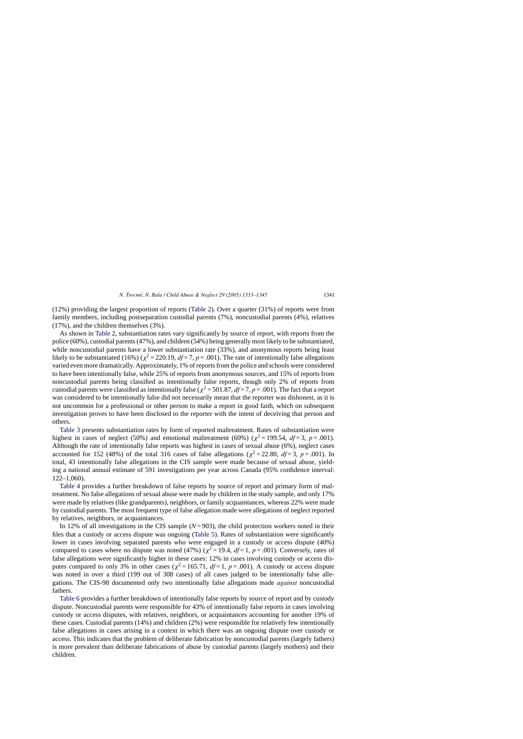(12%) providing the largest proportion of reports (Table 2). Over a quarter (31%) of reports were from family members, including postseparation custodial parents (7%), noncustodial parents (4%), relatives (17%), and the children themselves (3%).

As shown in Table 2, substantiation rates vary significantly by source of report, with reports from the police (60%), custodial parents (47%), and children (54%) being generally most likely to be substantiated, while noncustodial parents have a lower substantiation rate (33%), and anonymous reports being least likely to be substantiated (16%) ($\chi^2 = 220.19$, $df = 7$, $p = .001$). The rate of intentionally false allegations varied even more dramatically. Approximately, 1% of reports from the police and schools were considered to have been intentionally false, while 25% of reports from anonymous sources, and 15% of reports from noncustodial parents being classified as intentionally false reports, though only 2% of reports from custodial parents were classified as intentionally false ($\chi^2 = 501.87$, $df = 7$, $p = .001$). The fact that a report was considered to be intentionally false did not necessarily mean that the reporter was dishonest, as it is not uncommon for a professional or other person to make a report in good faith, which on subsequent investigation proves to have been disclosed to the reporter with the intent of deceiving that person and others.

Table 3 presents substantiation rates by form of reported maltreatment. Rates of substantiation were highest in cases of neglect (50%) and emotional maltreatment (60%) ($\chi^2 = 199.54$, $df = 3$, $p = .001$). Although the rate of intentionally false reports was highest in cases of sexual abuse (6%), neglect cases accounted for 152 (48%) of the total 316 cases of false allegations ($\chi^2 = 22.80$, $df = 3$, $p = .001$). In total, 43 intentionally false allegations in the CIS sample were made because of sexual abuse, yielding a national annual estimate of 591 investigations per year across Canada (95% confidence interval: 122–1,060).

Table 4 provides a further breakdown of false reports by source of report and primary form of maltreatment. No false allegations of sexual abuse were made by children in the study sample, and only 17% were made by relatives (like grandparents), neighbors, or family acquaintances, whereas 22% were made by custodial parents. The most frequent type of false allegation made were allegations of neglect reported by relatives, neighbors, or acquaintances.

In 12% of all investigations in the CIS sample ($N = 903$), the child protection workers noted in their files that a custody or access dispute was ongoing (Table 5). Rates of substantiation were significantly lower in cases involving separated parents who were engaged in a custody or access dispute (40%) compared to cases where no dispute was noted (47%) ($\chi^2 = 19.4$, $df = 1$, $p = .001$). Conversely, rates of false allegations were significantly higher in these cases: 12% in cases involving custody or access disputes compared to only 3% in other cases ($\chi^2 = 165.71$, $df = 1$, $p = .001$). A custody or access dispute was noted in over a third (199 out of 308 cases) of all cases judged to be intentionally false allegations. The CIS-98 documented only two intentionally false allegations made *against* noncustodial fathers.

Table 6 provides a further breakdown of intentionally false reports by source of report and by custody dispute. Noncustodial parents were responsible for 43% of intentionally false reports in cases involving custody or access disputes, with relatives, neighbors, or acquaintances accounting for another 19% of these cases. Custodial parents (14%) and children (2%) were responsible for relatively few intentionally false allegations in cases arising in a context in which there was an ongoing dispute over custody or access. This indicates that the problem of deliberate fabrication by noncustodial parents (largely fathers) is more prevalent than deliberate fabrications of abuse by custodial parents (largely mothers) and their children.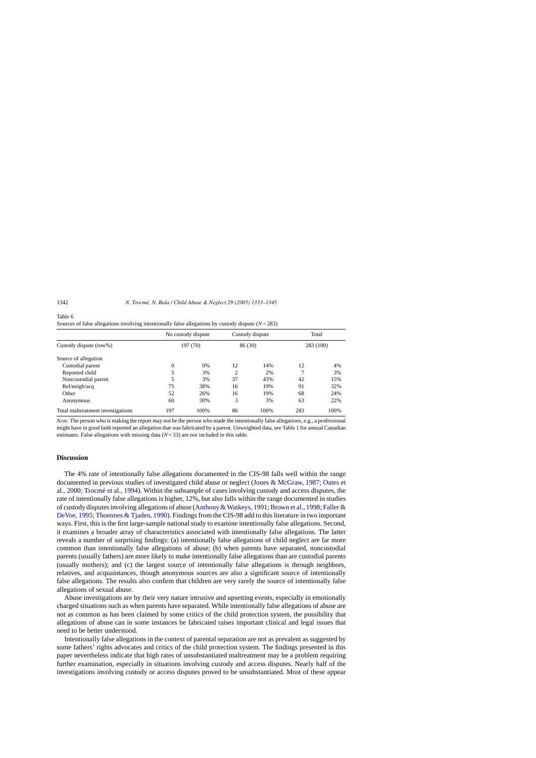Table 6
Sources of false allegations involving intentionally false allegations by custody dispute ($N = 283$)

| | No custody dispute | | Custody dispute | | Total | |
|---|---|---|---|---|---|---|
| Custody dispute (row%) | 197 (70) | | 86 (30) | | 283 (100) | |
| Source of allegation | | | | | | |
| Custodial parent | 0 | 0% | 12 | 14% | 12 | 4% |
| Reported child | 5 | 3% | 2 | 2% | 7 | 3% |
| Noncustodial parent | 5 | 3% | 37 | 43% | 42 | 15% |
| Rel/neigh/acq | 75 | 38% | 16 | 19% | 91 | 32% |
| Other | 52 | 26% | 16 | 19% | 68 | 24% |
| Anonymous | 60 | 30% | 3 | 3% | 63 | 22% |
| Total maltreatment investigations | 197 | 100% | 86 | 100% | 283 | 100% |

*Note.* The person who is making the report may not be the person who made the intentionally false allegations, e.g., a professional might have in good faith reported an allegation that was fabricated by a parent. Unweighted data, see Table 1 for annual Canadian estimates. False allegations with missing data ($N = 33$) are not included in this table.

## Discussion

The 4% rate of intentionally false allegations documented in the CIS-98 falls well within the range documented in previous studies of investigated child abuse or neglect (Jones & McGraw, 1987; Oates et al., 2000; Trocmé et al., 1994). Within the subsample of cases involving custody and access disputes, the rate of intentionally false allegations is higher, 12%, but also falls within the range documented in studies of custody disputes involving allegations of abuse (Anthony & Watkeys, 1991; Brown et al., 1998; Faller & DeVoe, 1995; Thoennes & Tjaden, 1990). Findings from the CIS-98 add to this literature in two important ways. First, this is the first large-sample national study to examine intentionally false allegations. Second, it examines a broader array of characteristics associated with intentionally false allegations. The latter reveals a number of surprising findings: (a) intentionally false allegations of child neglect are far more common than intentionally false allegations of abuse; (b) when parents have separated, noncustodial parents (usually fathers) are more likely to make intentionally false allegations than are custodial parents (usually mothers); and (c) the largest source of intentionally false allegations is through neighbors, relatives, and acquaintances, though anonymous sources are also a significant source of intentionally false allegations. The results also confirm that children are very rarely the source of intentionally false allegations of sexual abuse.

Abuse investigations are by their very nature intrusive and upsetting events, especially in emotionally charged situations such as when parents have separated. While intentionally false allegations of abuse are not as common as has been claimed by some critics of the child protection system, the possibility that allegations of abuse can in some instances be fabricated raises important clinical and legal issues that need to be better understood.

Intentionally false allegations in the context of parental separation are not as prevalent as suggested by some fathers' rights advocates and critics of the child protection system. The findings presented in this paper nevertheless indicate that high rates of unsubstantiated maltreatment may be a problem requiring further examination, especially in situations involving custody and access disputes. Nearly half of the investigations involving custody or access disputes proved to be unsubstantiated. Most of these appear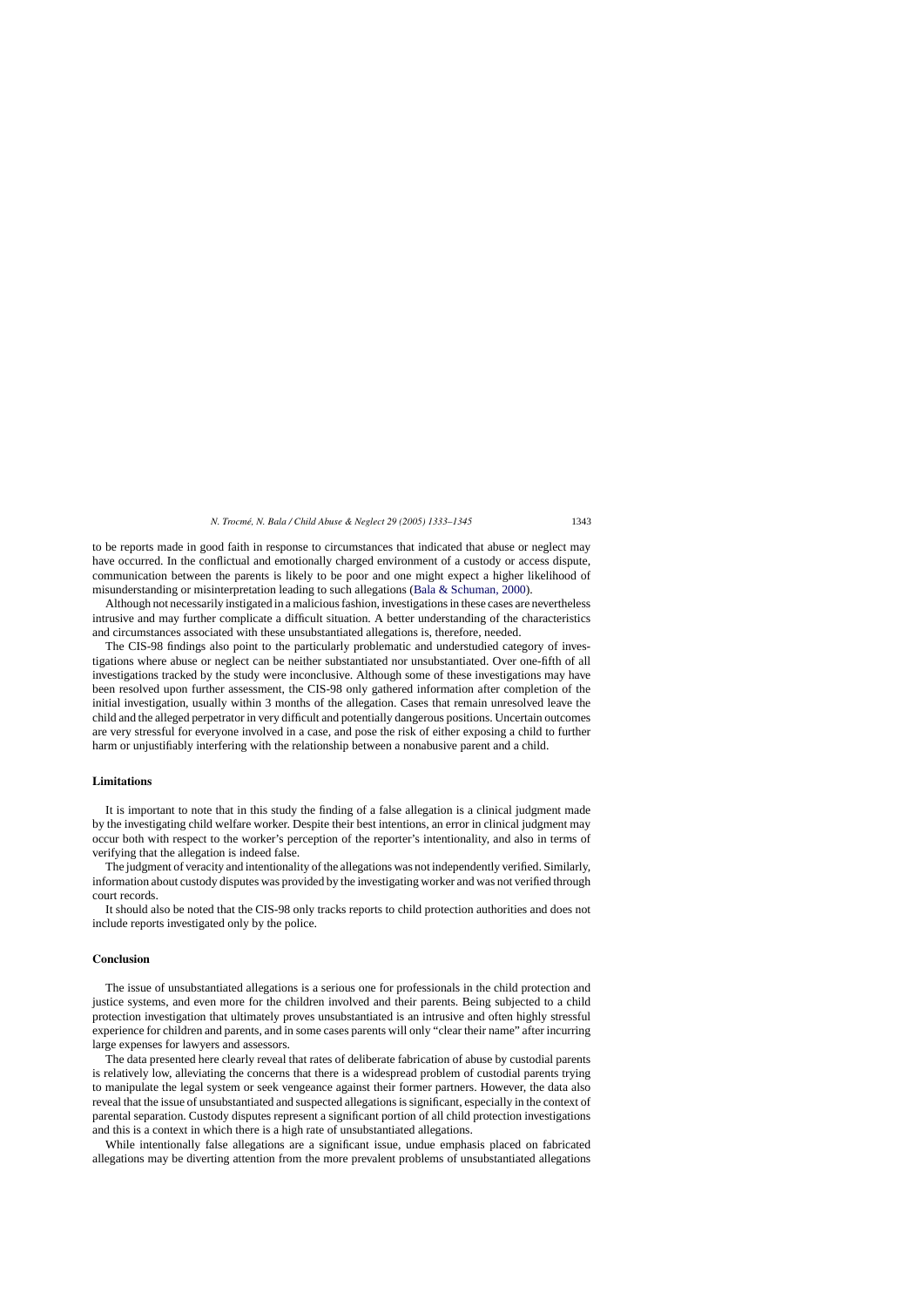to be reports made in good faith in response to circumstances that indicated that abuse or neglect may have occurred. In the conflictual and emotionally charged environment of a custody or access dispute, communication between the parents is likely to be poor and one might expect a higher likelihood of misunderstanding or misinterpretation leading to such allegations (Bala & Schuman, 2000).

Although not necessarily instigated in a malicious fashion, investigations in these cases are nevertheless intrusive and may further complicate a difficult situation. A better understanding of the characteristics and circumstances associated with these unsubstantiated allegations is, therefore, needed.

The CIS-98 findings also point to the particularly problematic and understudied category of investigations where abuse or neglect can be neither substantiated nor unsubstantiated. Over one-fifth of all investigations tracked by the study were inconclusive. Although some of these investigations may have been resolved upon further assessment, the CIS-98 only gathered information after completion of the initial investigation, usually within 3 months of the allegation. Cases that remain unresolved leave the child and the alleged perpetrator in very difficult and potentially dangerous positions. Uncertain outcomes are very stressful for everyone involved in a case, and pose the risk of either exposing a child to further harm or unjustifiably interfering with the relationship between a nonabusive parent and a child.

## Limitations

It is important to note that in this study the finding of a false allegation is a clinical judgment made by the investigating child welfare worker. Despite their best intentions, an error in clinical judgment may occur both with respect to the worker's perception of the reporter's intentionality, and also in terms of verifying that the allegation is indeed false.

The judgment of veracity and intentionality of the allegations was not independently verified. Similarly, information about custody disputes was provided by the investigating worker and was not verified through court records.

It should also be noted that the CIS-98 only tracks reports to child protection authorities and does not include reports investigated only by the police.

## Conclusion

The issue of unsubstantiated allegations is a serious one for professionals in the child protection and justice systems, and even more for the children involved and their parents. Being subjected to a child protection investigation that ultimately proves unsubstantiated is an intrusive and often highly stressful experience for children and parents, and in some cases parents will only "clear their name" after incurring large expenses for lawyers and assessors.

The data presented here clearly reveal that rates of deliberate fabrication of abuse by custodial parents is relatively low, alleviating the concerns that there is a widespread problem of custodial parents trying to manipulate the legal system or seek vengeance against their former partners. However, the data also reveal that the issue of unsubstantiated and suspected allegations is significant, especially in the context of parental separation. Custody disputes represent a significant portion of all child protection investigations and this is a context in which there is a high rate of unsubstantiated allegations.

While intentionally false allegations are a significant issue, undue emphasis placed on fabricated allegations may be diverting attention from the more prevalent problems of unsubstantiated allegations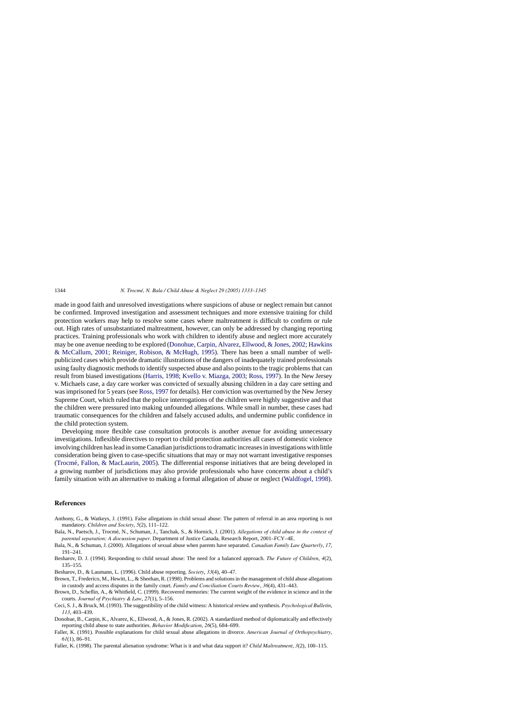made in good faith and unresolved investigations where suspicions of abuse or neglect remain but cannot be confirmed. Improved investigation and assessment techniques and more extensive training for child protection workers may help to resolve some cases where maltreatment is difficult to confirm or rule out. High rates of unsubstantiated maltreatment, however, can only be addressed by changing reporting practices. Training professionals who work with children to identify abuse and neglect more accurately may be one avenue needing to be explored (Donohue, Carpin, Alvarez, Ellwood, & Jones, 2002; Hawkins & McCallum, 2001; Reiniger, Robison, & McHugh, 1995). There has been a small number of well-publicized cases which provide dramatic illustrations of the dangers of inadequately trained professionals using faulty diagnostic methods to identify suspected abuse and also points to the tragic problems that can result from biased investigations (Harris, 1998; Kvello v. Miazga, 2003; Ross, 1997). In the New Jersey v. Michaels case, a day care worker was convicted of sexually abusing children in a day care setting and was imprisoned for 5 years (see Ross, 1997 for details). Her conviction was overturned by the New Jersey Supreme Court, which ruled that the police interrogations of the children were highly suggestive and that the children were pressured into making unfounded allegations. While small in number, these cases had traumatic consequences for the children and falsely accused adults, and undermine public confidence in the child protection system.

Developing more flexible case consultation protocols is another avenue for avoiding unnecessary investigations. Inflexible directives to report to child protection authorities all cases of domestic violence involving children has lead in some Canadian jurisdictions to dramatic increases in investigations with little consideration being given to case-specific situations that may or may not warrant investigative responses (Trocmé, Fallon, & MacLaurin, 2005). The differential response initiatives that are being developed in a growing number of jurisdictions may also provide professionals who have concerns about a child's family situation with an alternative to making a formal allegation of abuse or neglect (Waldfogel, 1998).

## References

Anthony, G., & Watkeys, J. (1991). False allegations in child sexual abuse: The pattern of referral in an area reporting is not mandatory. *Children and Society*, *5*(2), 111–122.

Bala, N., Paetsch, J., Trocmé, N., Schuman, J., Tanchak, S., & Hornick, J. (2001). *Allegations of child abuse in the context of parental separation: A discussion paper*. Department of Justice Canada, Research Report, 2001–FCY–4E.

Bala, N., & Schuman, J. (2000). Allegations of sexual abuse when parents have separated. *Canadian Family Law Quarterly*, *17*, 191–241.

Besharov, D. J. (1994). Responding to child sexual abuse: The need for a balanced approach. *The Future of Children*, *4*(2), 135–155.

Besharov, D., & Laumann, L. (1996). Child abuse reporting. *Society*, *33*(4), 40–47.

Brown, T., Frederico, M., Hewitt, L., & Sheehan, R. (1998). Problems and solutions in the management of child abuse allegations in custody and access disputes in the family court. *Family and Conciliation Courts Review*, *36*(4), 431–443.

Brown, D., Scheflin, A., & Whitfield, C. (1999). Recovered memories: The current weight of the evidence in science and in the courts. *Journal of Psychiatry & Law*, *27*(1), 5–156.

Ceci, S. J., & Bruck, M. (1993). The suggestibility of the child witness: A historical review and synthesis. *Psychological Bulletin*, *113*, 403–439.

Donohue, B., Carpin, K., Alvarez, K., Ellwood, A., & Jones, R. (2002). A standardized method of diplomatically and effectively reporting child abuse to state authorities. *Behavior Modification*, *26*(5), 684–699.

Faller, K. (1991). Possible explanations for child sexual abuse allegations in divorce. *American Journal of Orthopsychiatry*, *61*(1), 86–91.

Faller, K. (1998). The parental alienation syndrome: What is it and what data support it? *Child Maltreatment*, *3*(2), 100–115.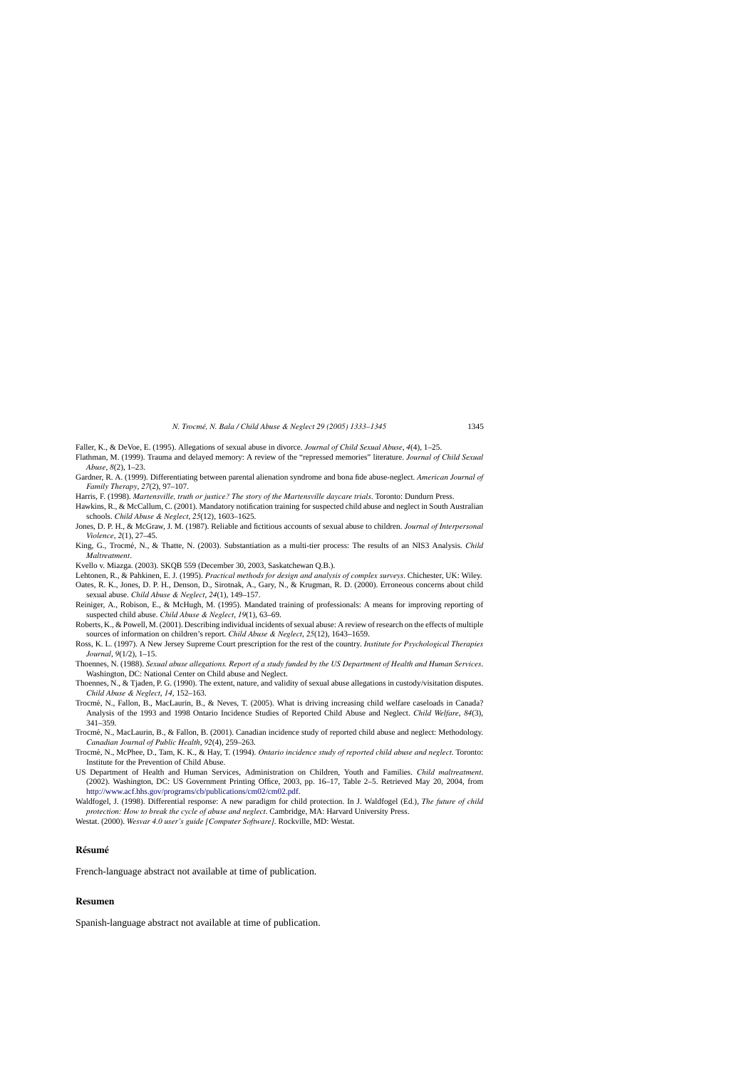Faller, K., & DeVoe, E. (1995). Allegations of sexual abuse in divorce. *Journal of Child Sexual Abuse*, *4*(4), 1–25.

Flathman, M. (1999). Trauma and delayed memory: A review of the "repressed memories" literature. *Journal of Child Sexual Abuse*, *8*(2), 1–23.

Gardner, R. A. (1999). Differentiating between parental alienation syndrome and bona fide abuse-neglect. *American Journal of Family Therapy*, *27*(2), 97–107.

Harris, F. (1998). *Martensville, truth or justice? The story of the Martensville daycare trials*. Toronto: Dundurn Press.

Hawkins, R., & McCallum, C. (2001). Mandatory notification training for suspected child abuse and neglect in South Australian schools. *Child Abuse & Neglect*, *25*(12), 1603–1625.

Jones, D. P. H., & McGraw, J. M. (1987). Reliable and fictitious accounts of sexual abuse to children. *Journal of Interpersonal Violence*, *2*(1), 27–45.

King, G., Trocmé, N., & Thatte, N. (2003). Substantiation as a multi-tier process: The results of an NIS3 Analysis. *Child Maltreatment*.

Kvello v. Miazga. (2003). SKQB 559 (December 30, 2003, Saskatchewan Q.B.).

Lehtonen, R., & Pahkinen, E. J. (1995). *Practical methods for design and analysis of complex surveys*. Chichester, UK: Wiley.

Oates, R. K., Jones, D. P. H., Denson, D., Sirotnak, A., Gary, N., & Krugman, R. D. (2000). Erroneous concerns about child sexual abuse. *Child Abuse & Neglect*, *24*(1), 149–157.

Reiniger, A., Robison, E., & McHugh, M. (1995). Mandated training of professionals: A means for improving reporting of suspected child abuse. *Child Abuse & Neglect*, *19*(1), 63–69.

Roberts, K., & Powell, M. (2001). Describing individual incidents of sexual abuse: A review of research on the effects of multiple sources of information on children's report. *Child Abuse & Neglect*, *25*(12), 1643–1659.

Ross, K. L. (1997). A New Jersey Supreme Court prescription for the rest of the country. *Institute for Psychological Therapies Journal*, *9*(1/2), 1–15.

Thoennes, N. (1988). *Sexual abuse allegations. Report of a study funded by the US Department of Health and Human Services*. Washington, DC: National Center on Child abuse and Neglect.

Thoennes, N., & Tjaden, P. G. (1990). The extent, nature, and validity of sexual abuse allegations in custody/visitation disputes. *Child Abuse & Neglect*, *14*, 152–163.

Trocmé, N., Fallon, B., MacLaurin, B., & Neves, T. (2005). What is driving increasing child welfare caseloads in Canada? Analysis of the 1993 and 1998 Ontario Incidence Studies of Reported Child Abuse and Neglect. *Child Welfare*, *84*(3), 341–359.

Trocmé, N., MacLaurin, B., & Fallon, B. (2001). Canadian incidence study of reported child abuse and neglect: Methodology. *Canadian Journal of Public Health*, *92*(4), 259–263.

Trocmé, N., McPhee, D., Tam, K. K., & Hay, T. (1994). *Ontario incidence study of reported child abuse and neglect*. Toronto: Institute for the Prevention of Child Abuse.

US Department of Health and Human Services, Administration on Children, Youth and Families. *Child maltreatment*. (2002). Washington, DC: US Government Printing Office, 2003, pp. 16–17, Table 2–5. Retrieved May 20, 2004, from http://www.acf.hhs.gov/programs/cb/publications/cm02/cm02.pdf.

Waldfogel, J. (1998). Differential response: A new paradigm for child protection. In J. Waldfogel (Ed.), *The future of child protection: How to break the cycle of abuse and neglect*. Cambridge, MA: Harvard University Press.

Westat. (2000). *Wesvar 4.0 user's guide [Computer Software]*. Rockville, MD: Westat.

## Résumé

French-language abstract not available at time of publication.

## Resumen

Spanish-language abstract not available at time of publication.